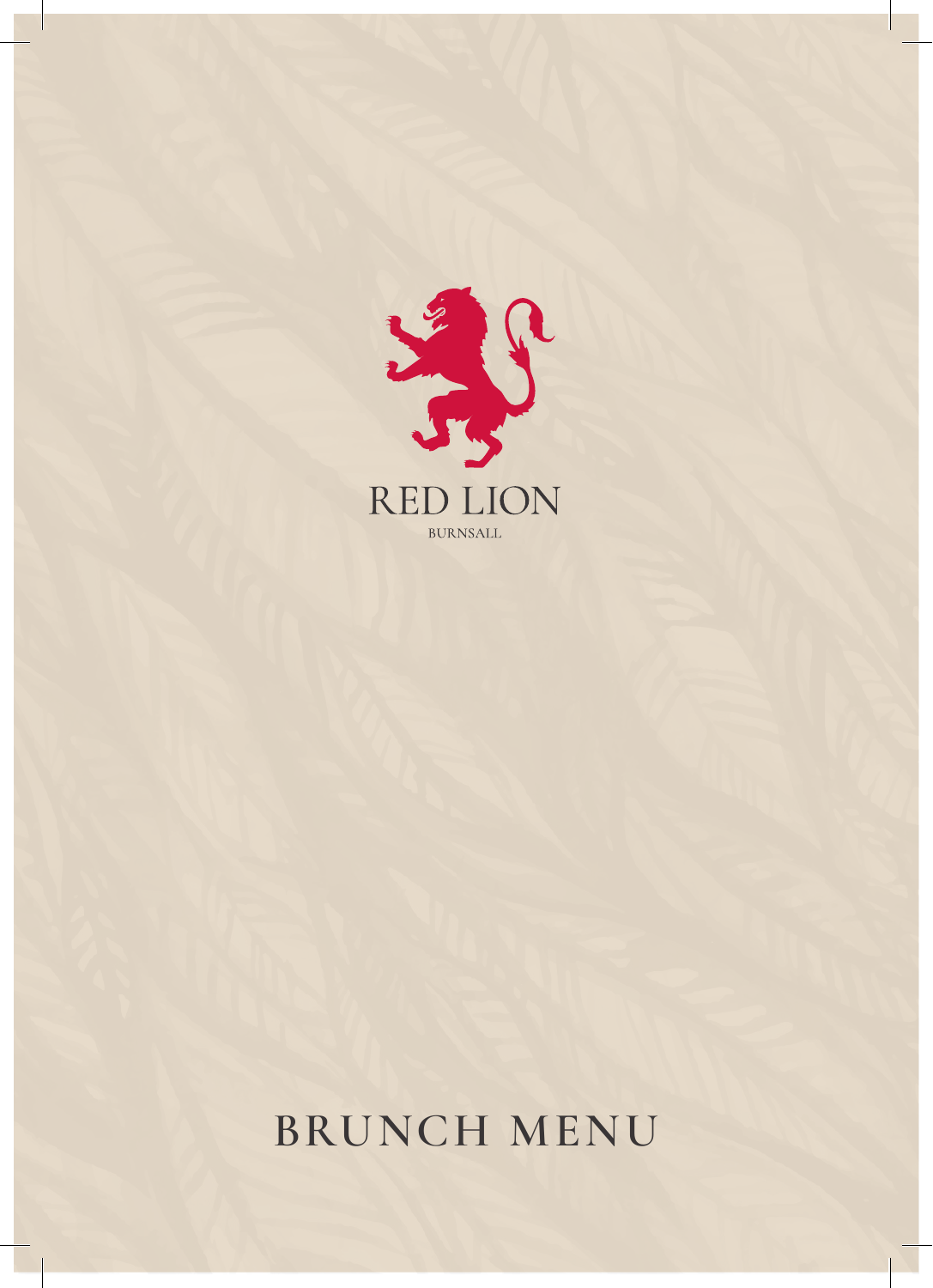# RED LION

BURNSALL

# BRUNCH MENU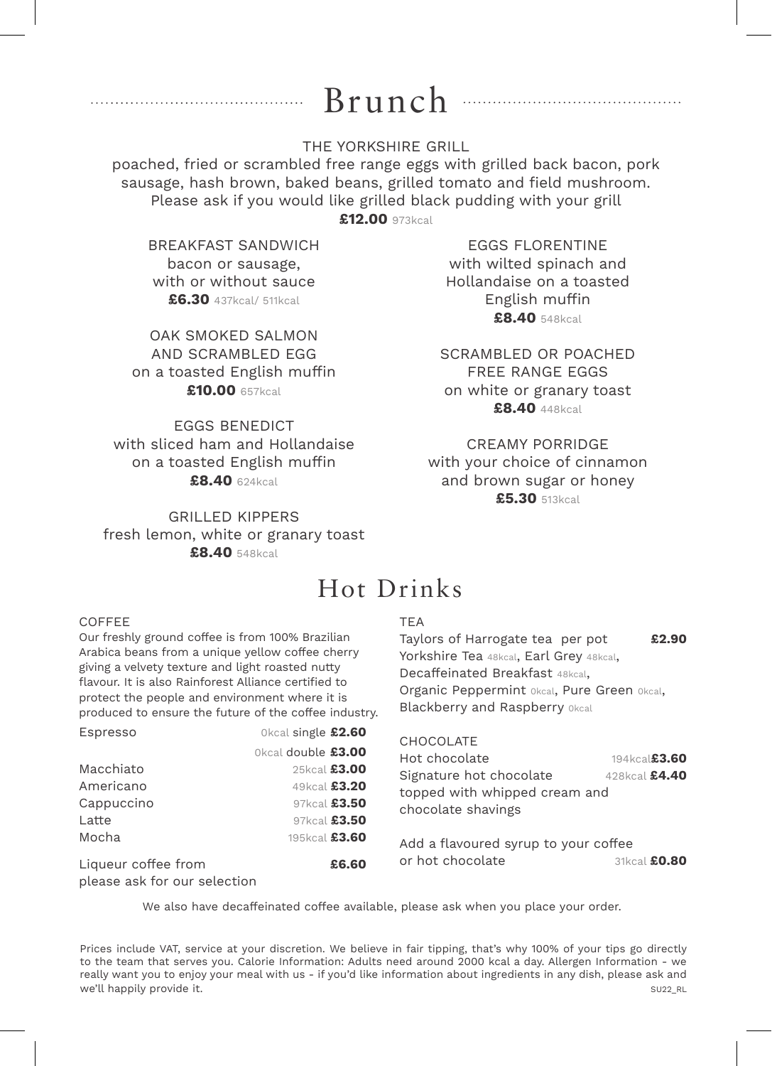# Brunch

### THE YORKSHIRE GRILL

poached, fried or scrambled free range eggs with grilled back bacon, pork sausage, hash brown, baked beans, grilled tomato and field mushroom. Please ask if you would like grilled black pudding with your grill

**£12.00** 973kcal

### BREAKFAST SANDWICH

bacon or sausage, with or without sauce

**£6.30** 437kcal/ 511kcal

### OAK SMOKED SALMON AND SCRAMBLED EGG

on a toasted English muffin

**£10.00** 657kcal

### EGGS BENEDICT

with sliced ham and Hollandaise on a toasted English muffin

**£8.40** 624kcal

### GRILLED KIPPERS

fresh lemon, white or granary toast

**£8.40** 548kcal

### EGGS FLORENTINE

with wilted spinach and Hollandaise on a toasted English muffin

**£8.40** 548kcal

### SCRAMBLED OR POACHED FREE RANGE EGGS

on white or granary toast

**£8.40** 448kcal

### CREAMY PORRIDGE

with your choice of cinnamon and brown sugar or honey

**£5.30** 513kcal

# Hot Drinks

### COFFEE

Our freshly ground coffee is from 100% Brazilian Arabica beans from a unique yellow coffee cherry giving a velvety texture and light roasted nutty flavour. It is also Rainforest Alliance certified to protect the people and environment where it is produced to ensure the future of the coffee industry.

| | | |
|---|---|---|
| Espresso | 0kcal single | **£2.60** |
| | 0kcal double | **£3.00** |
| Macchiato | 25kcal | **£3.00** |
| Americano | 49kcal | **£3.20** |
| Cappuccino | 97kcal | **£3.50** |
| Latte | 97kcal | **£3.50** |
| Mocha | 195kcal | **£3.60** |

Liqueur coffee from **£6.60**
please ask for our selection

### TEA

Taylors of Harrogate tea per pot **£2.90**

Yorkshire Tea 48kcal, Earl Grey 48kcal, Decaffeinated Breakfast 48kcal, Organic Peppermint 0kcal, Pure Green 0kcal, Blackberry and Raspberry 0kcal

### CHOCOLATE

| | | |
|---|---|---|
| Hot chocolate | 194kcal | **£3.60** |
| Signature hot chocolate topped with whipped cream and chocolate shavings | 428kcal | **£4.40** |

Add a flavoured syrup to your coffee or hot chocolate 31kcal **£0.80**

We also have decaffeinated coffee available, please ask when you place your order.

Prices include VAT, service at your discretion. We believe in fair tipping, that's why 100% of your tips go directly to the team that serves you. Calorie Information: Adults need around 2000 kcal a day. Allergen Information - we really want you to enjoy your meal with us - if you'd like information about ingredients in any dish, please ask and we'll happily provide it.

SU22_RL